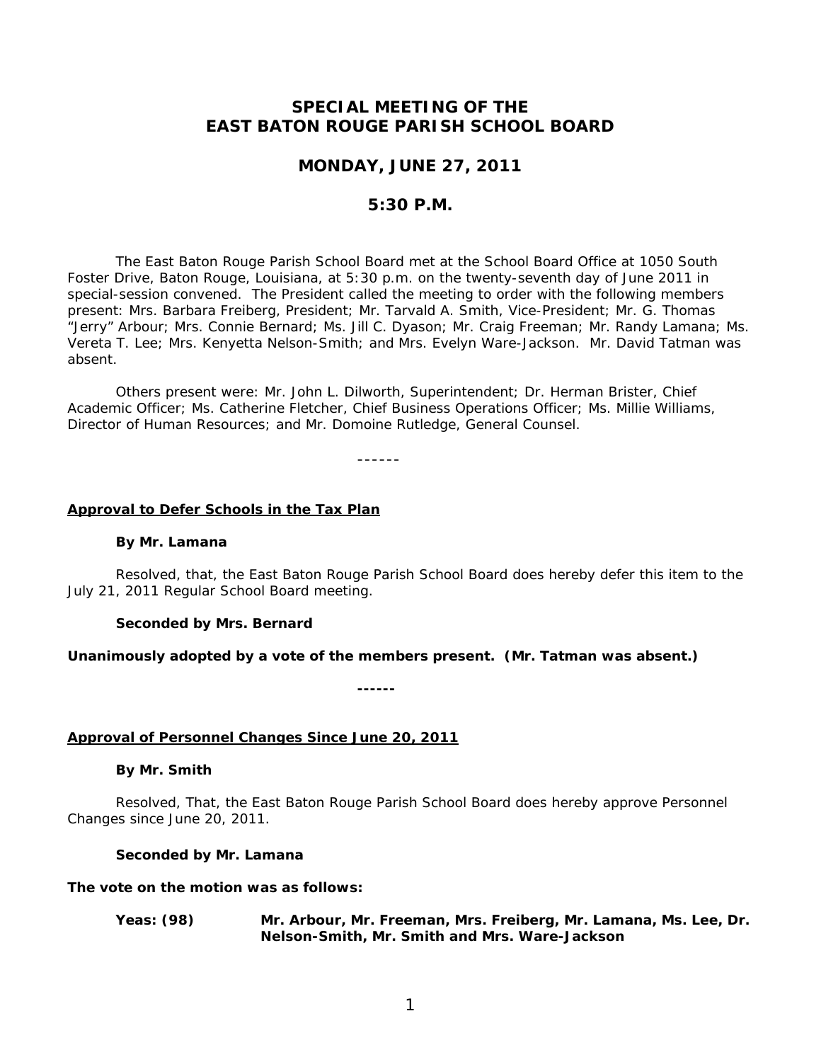# SPECIAL MEETING OF THE EAST BATON ROUGE PARISH SCHOOL BOARD

## MONDAY, JUNE 27, 2011

## 5:30 P.M.

The East Baton Rouge Parish School Board met at the School Board Office at 1050 South Foster Drive, Baton Rouge, Louisiana, at 5:30 p.m. on the twenty-seventh day of June 2011 in special-session convened. The President called the meeting to order with the following members present: Mrs. Barbara Freiberg, President; Mr. Tarvald A. Smith, Vice-President; Mr. G. Thomas "Jerry" Arbour; Mrs. Connie Bernard; Ms. Jill C. Dyason; Mr. Craig Freeman; Mr. Randy Lamana; Ms. Vereta T. Lee; Mrs. Kenyetta Nelson-Smith; and Mrs. Evelyn Ware-Jackson. Mr. David Tatman was absent.

Others present were: Mr. John L. Dilworth, Superintendent; Dr. Herman Brister, Chief Academic Officer; Ms. Catherine Fletcher, Chief Business Operations Officer; Ms. Millie Williams, Director of Human Resources; and Mr. Domoine Rutledge, General Counsel.

------

**Approval to Defer Schools in the Tax Plan**

**By Mr. Lamana**

Resolved, that, the East Baton Rouge Parish School Board does hereby defer this item to the July 21, 2011 Regular School Board meeting.

**Seconded by Mrs. Bernard**

**Unanimously adopted by a vote of the members present. (Mr. Tatman was absent.)**

**------**

**Approval of Personnel Changes Since June 20, 2011**

**By Mr. Smith**

Resolved, That, the East Baton Rouge Parish School Board does hereby approve Personnel Changes since June 20, 2011.

**Seconded by Mr. Lamana**

**The vote on the motion was as follows:**

**Yeas: (98)** **Mr. Arbour, Mr. Freeman, Mrs. Freiberg, Mr. Lamana, Ms. Lee, Dr. Nelson-Smith, Mr. Smith and Mrs. Ware-Jackson**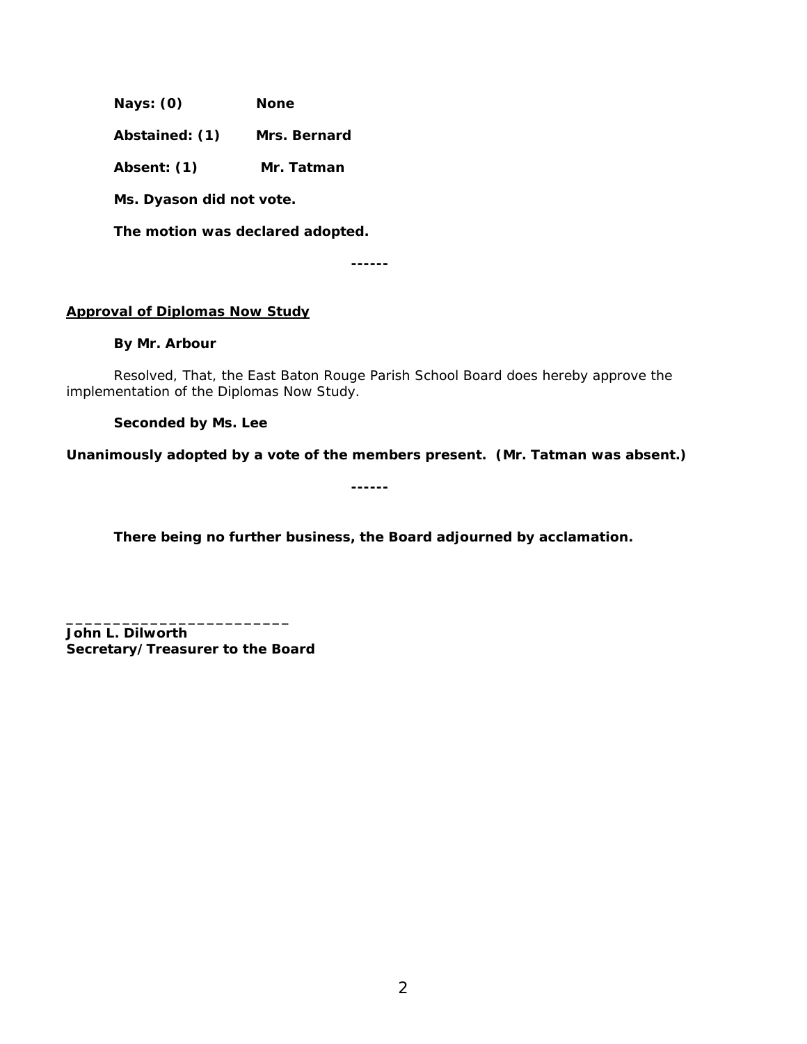**Nays: (0) None**

**Abstained: (1) Mrs. Bernard**

**Absent: (1) Mr. Tatman**

**Ms. Dyason did not vote.**

**The motion was declared adopted.**

------

**Approval of Diplomas Now Study**

**By Mr. Arbour**

Resolved, That, the East Baton Rouge Parish School Board does hereby approve the implementation of the Diplomas Now Study.

**Seconded by Ms. Lee**

**Unanimously adopted by a vote of the members present. (Mr. Tatman was absent.)**

------

**There being no further business, the Board adjourned by acclamation.**

_________________________
**John L. Dilworth**
**Secretary/Treasurer to the Board**